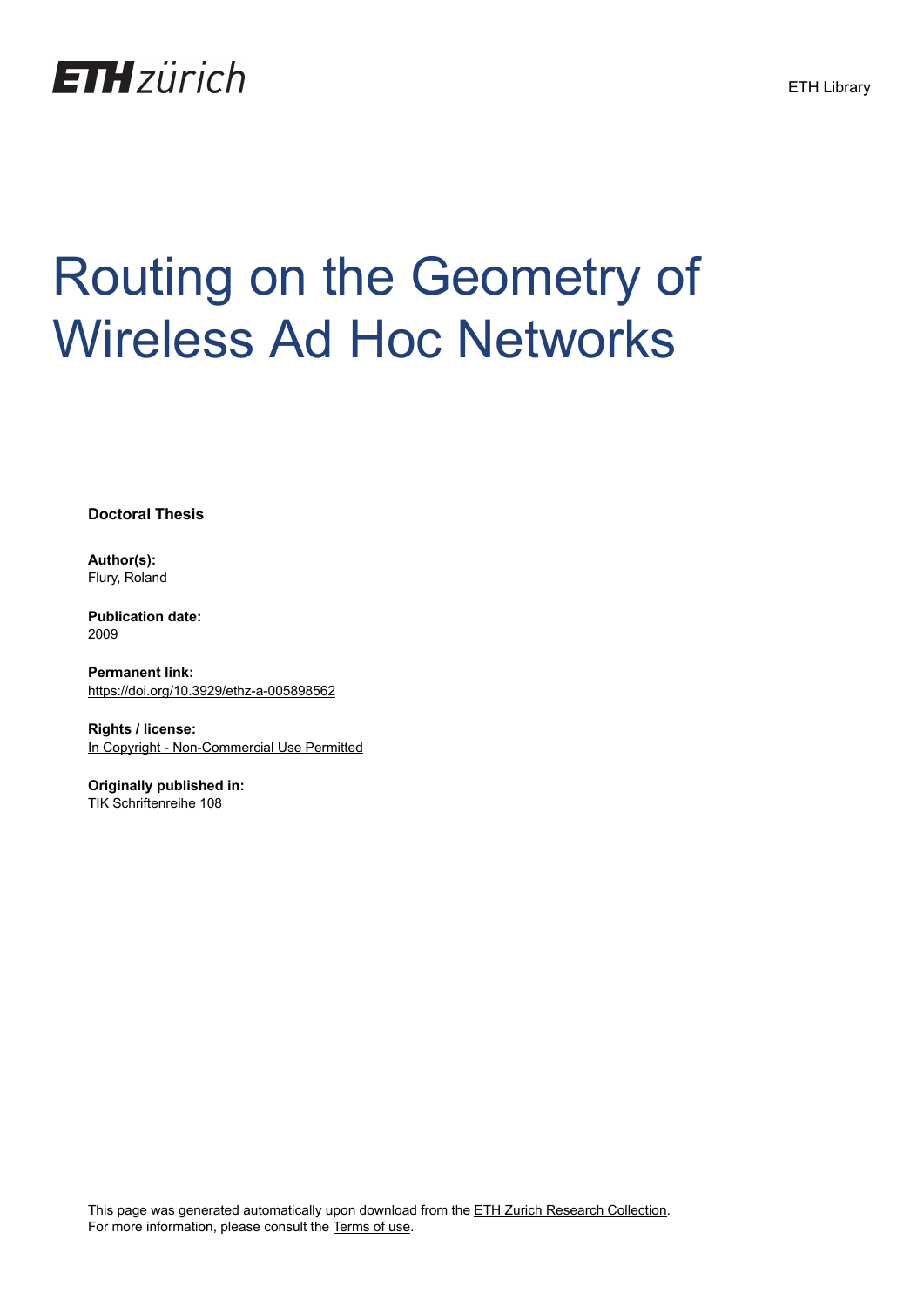ETH zürich

ETH Library

# Routing on the Geometry of Wireless Ad Hoc Networks

**Doctoral Thesis**

**Author(s):**
Flury, Roland

**Publication date:**
2009

**Permanent link:**
https://doi.org/10.3929/ethz-a-005898562

**Rights / license:**
In Copyright - Non-Commercial Use Permitted

**Originally published in:**
TIK Schriftenreihe 108

This page was generated automatically upon download from the ETH Zurich Research Collection.
For more information, please consult the Terms of use.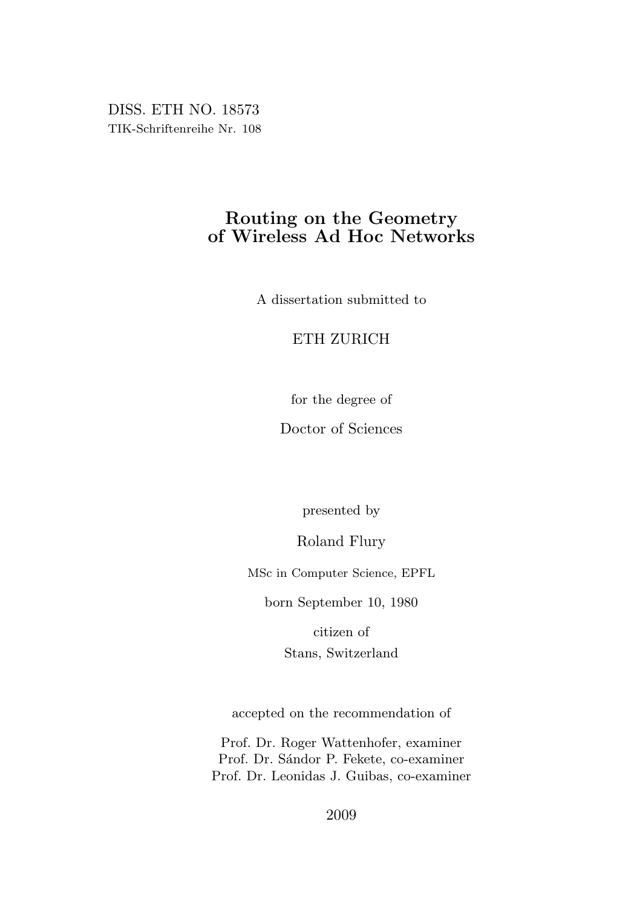DISS. ETH NO. 18573

TIK-Schriftenreihe Nr. 108

# Routing on the Geometry of Wireless Ad Hoc Networks

A dissertation submitted to

ETH ZURICH

for the degree of

Doctor of Sciences

presented by

Roland Flury

MSc in Computer Science, EPFL

born September 10, 1980

citizen of

Stans, Switzerland

accepted on the recommendation of

Prof. Dr. Roger Wattenhofer, examiner

Prof. Dr. Sándor P. Fekete, co-examiner

Prof. Dr. Leonidas J. Guibas, co-examiner

2009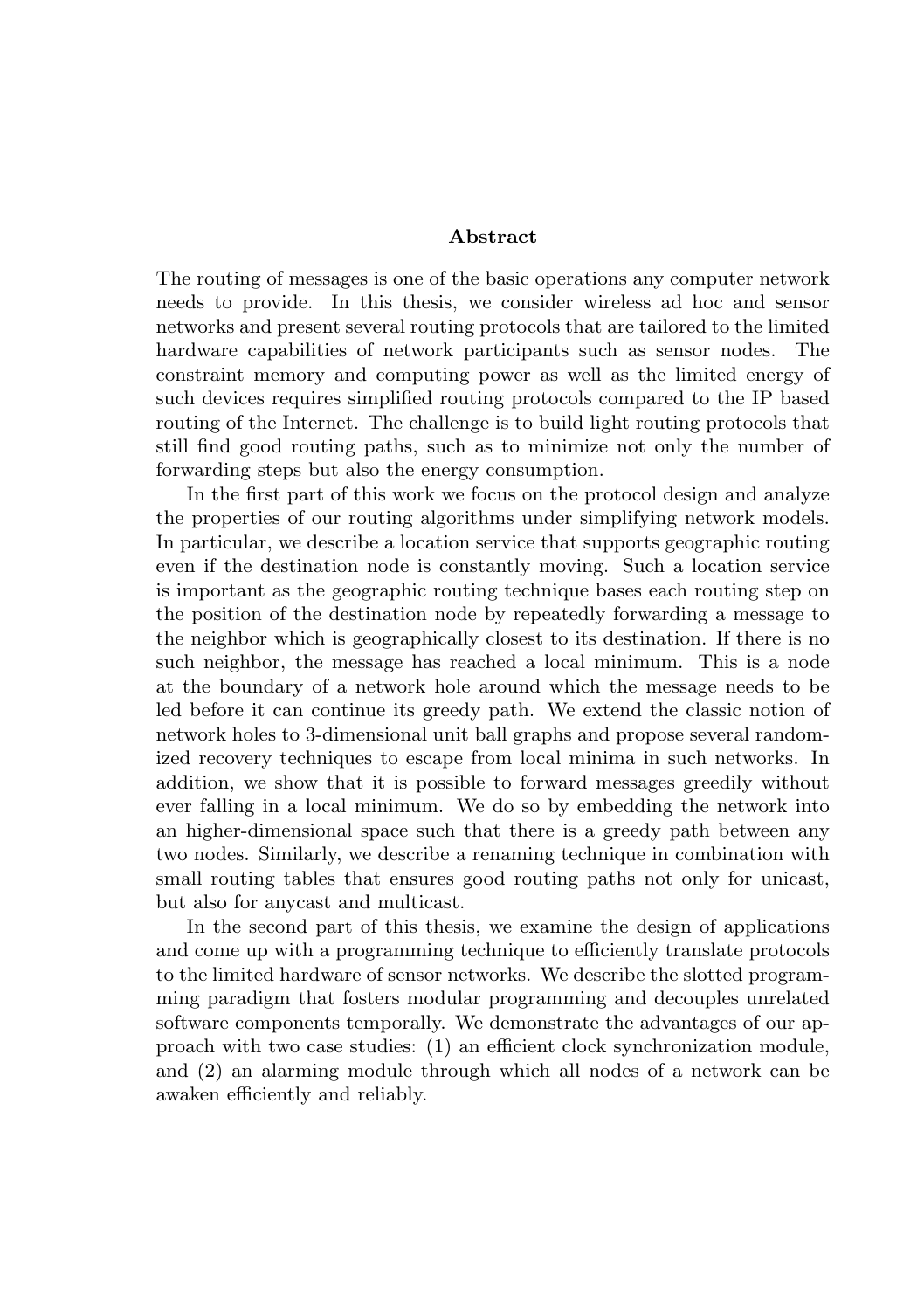## Abstract

The routing of messages is one of the basic operations any computer network needs to provide. In this thesis, we consider wireless ad hoc and sensor networks and present several routing protocols that are tailored to the limited hardware capabilities of network participants such as sensor nodes. The constraint memory and computing power as well as the limited energy of such devices requires simplified routing protocols compared to the IP based routing of the Internet. The challenge is to build light routing protocols that still find good routing paths, such as to minimize not only the number of forwarding steps but also the energy consumption.

In the first part of this work we focus on the protocol design and analyze the properties of our routing algorithms under simplifying network models. In particular, we describe a location service that supports geographic routing even if the destination node is constantly moving. Such a location service is important as the geographic routing technique bases each routing step on the position of the destination node by repeatedly forwarding a message to the neighbor which is geographically closest to its destination. If there is no such neighbor, the message has reached a local minimum. This is a node at the boundary of a network hole around which the message needs to be led before it can continue its greedy path. We extend the classic notion of network holes to 3-dimensional unit ball graphs and propose several randomized recovery techniques to escape from local minima in such networks. In addition, we show that it is possible to forward messages greedily without ever falling in a local minimum. We do so by embedding the network into an higher-dimensional space such that there is a greedy path between any two nodes. Similarly, we describe a renaming technique in combination with small routing tables that ensures good routing paths not only for unicast, but also for anycast and multicast.

In the second part of this thesis, we examine the design of applications and come up with a programming technique to efficiently translate protocols to the limited hardware of sensor networks. We describe the slotted programming paradigm that fosters modular programming and decouples unrelated software components temporally. We demonstrate the advantages of our approach with two case studies: (1) an efficient clock synchronization module, and (2) an alarming module through which all nodes of a network can be awaken efficiently and reliably.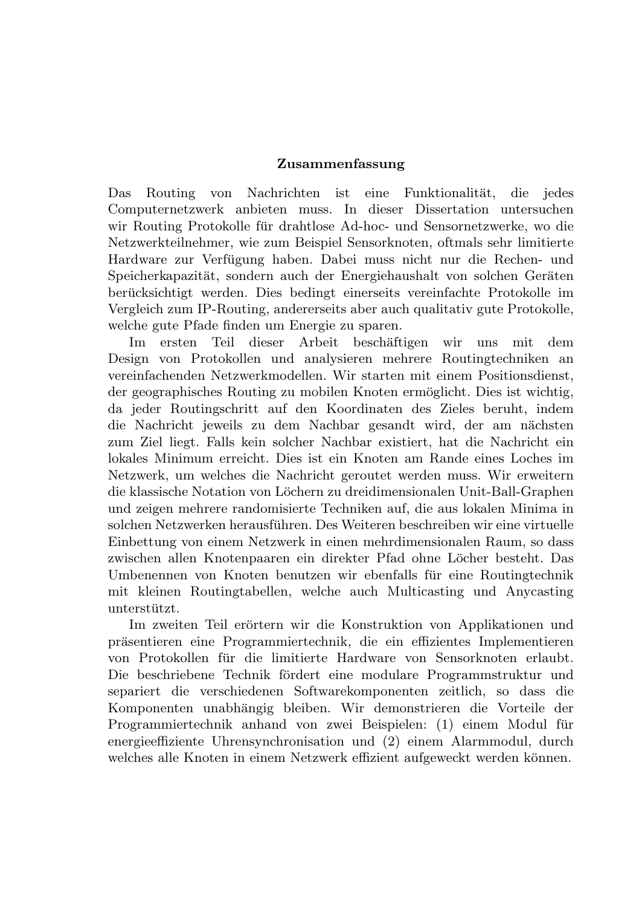## Zusammenfassung

Das Routing von Nachrichten ist eine Funktionalität, die jedes Computernetzwerk anbieten muss. In dieser Dissertation untersuchen wir Routing Protokolle für drahtlose Ad-hoc- und Sensornetzwerke, wo die Netzwerkteilnehmer, wie zum Beispiel Sensorknoten, oftmals sehr limitierte Hardware zur Verfügung haben. Dabei muss nicht nur die Rechen- und Speicherkapazität, sondern auch der Energiehaushalt von solchen Geräten berücksichtigt werden. Dies bedingt einerseits vereinfachte Protokolle im Vergleich zum IP-Routing, andererseits aber auch qualitativ gute Protokolle, welche gute Pfade finden um Energie zu sparen.

Im ersten Teil dieser Arbeit beschäftigen wir uns mit dem Design von Protokollen und analysieren mehrere Routingtechniken an vereinfachenden Netzwerkmodellen. Wir starten mit einem Positionsdienst, der geographisches Routing zu mobilen Knoten ermöglicht. Dies ist wichtig, da jeder Routingschritt auf den Koordinaten des Zieles beruht, indem die Nachricht jeweils zu dem Nachbar gesandt wird, der am nächsten zum Ziel liegt. Falls kein solcher Nachbar existiert, hat die Nachricht ein lokales Minimum erreicht. Dies ist ein Knoten am Rande eines Loches im Netzwerk, um welches die Nachricht geroutet werden muss. Wir erweitern die klassische Notation von Löchern zu dreidimensionalen Unit-Ball-Graphen und zeigen mehrere randomisierte Techniken auf, die aus lokalen Minima in solchen Netzwerken herausführen. Des Weiteren beschreiben wir eine virtuelle Einbettung von einem Netzwerk in einen mehrdimensionalen Raum, so dass zwischen allen Knotenpaaren ein direkter Pfad ohne Löcher besteht. Das Umbenennen von Knoten benutzen wir ebenfalls für eine Routingtechnik mit kleinen Routingtabellen, welche auch Multicasting und Anycasting unterstützt.

Im zweiten Teil erörtern wir die Konstruktion von Applikationen und präsentieren eine Programmiertechnik, die ein effizientes Implementieren von Protokollen für die limitierte Hardware von Sensorknoten erlaubt. Die beschriebene Technik fördert eine modulare Programmstruktur und separiert die verschiedenen Softwarekomponenten zeitlich, so dass die Komponenten unabhängig bleiben. Wir demonstrieren die Vorteile der Programmiertechnik anhand von zwei Beispielen: (1) einem Modul für energieeffiziente Uhrensynchronisation und (2) einem Alarmmodul, durch welches alle Knoten in einem Netzwerk effizient aufgeweckt werden können.